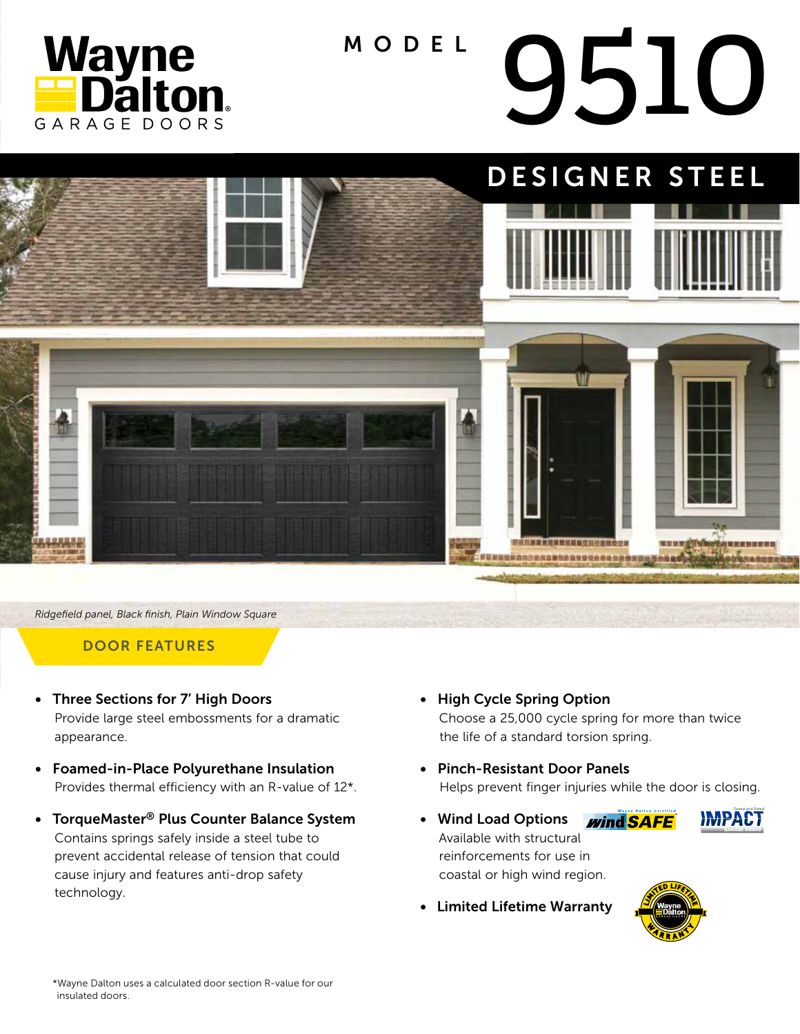Wayne Dalton
GARAGE DOORS

# MODEL 9510

## DESIGNER STEEL

*Ridgefield panel, Black finish, Plain Window Square*

### DOOR FEATURES

- **Three Sections for 7′ High Doors**
  Provide large steel embossments for a dramatic appearance.

- **Foamed-in-Place Polyurethane Insulation**
  Provides thermal efficiency with an R-value of 12*.

- **TorqueMaster® Plus Counter Balance System**
  Contains springs safely inside a steel tube to prevent accidental release of tension that could cause injury and features anti-drop safety technology.

- **High Cycle Spring Option**
  Choose a 25,000 cycle spring for more than twice the life of a standard torsion spring.

- **Pinch-Resistant Door Panels**
  Helps prevent finger injuries while the door is closing.

- **Wind Load Options**
  Available with structural reinforcements for use in coastal or high wind region.

- **Limited Lifetime Warranty**

*Wayne Dalton uses a calculated door section R-value for our insulated doors.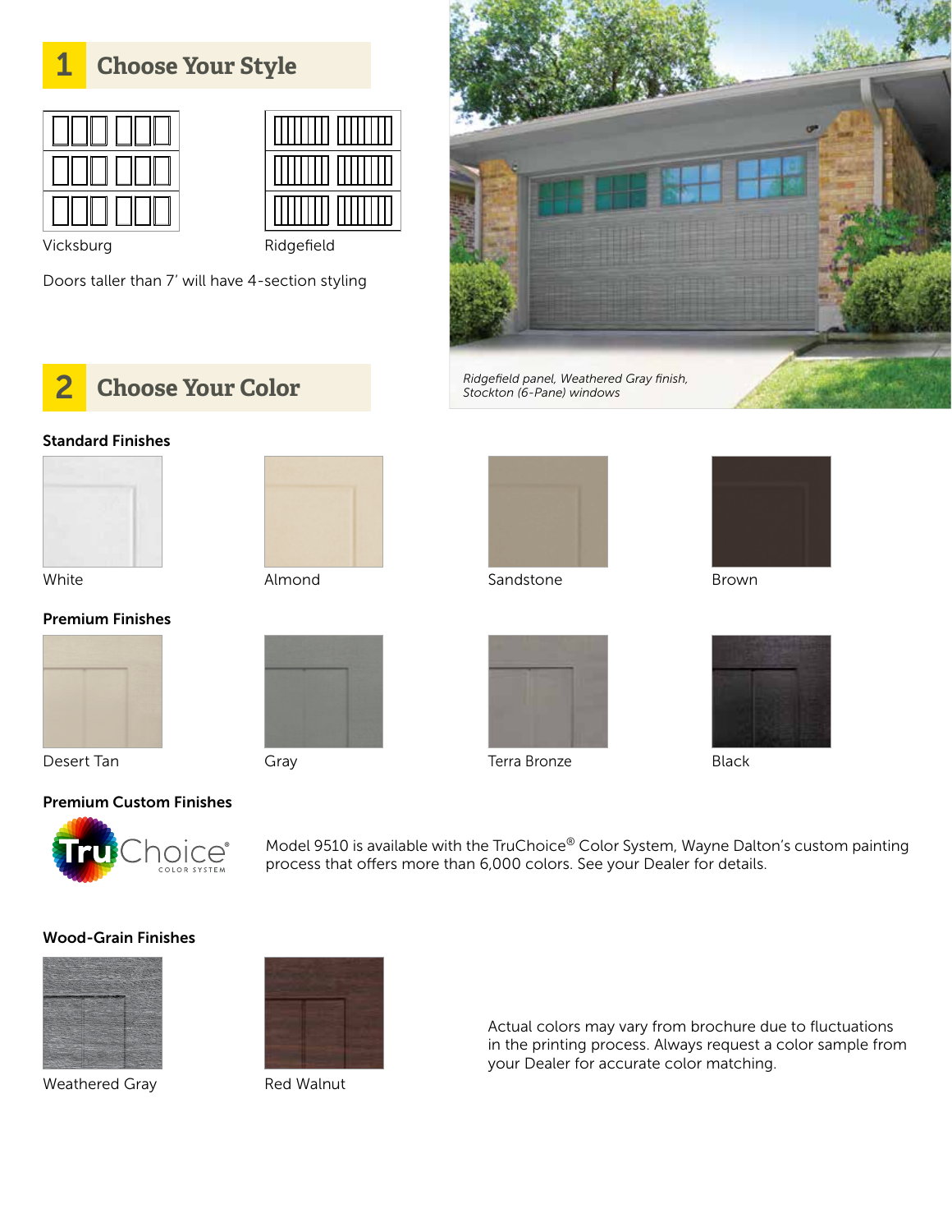## 1 Choose Your Style

Vicksburg

Ridgefield

Doors taller than 7' will have 4-section styling

*Ridgefield panel, Weathered Gray finish, Stockton (6-Pane) windows*

## 2 Choose Your Color

**Standard Finishes**

White

Almond

Sandstone

Brown

**Premium Finishes**

Desert Tan

Gray

Terra Bronze

Black

**Premium Custom Finishes**

TruChoice® COLOR SYSTEM

Model 9510 is available with the TruChoice® Color System, Wayne Dalton's custom painting process that offers more than 6,000 colors. See your Dealer for details.

**Wood-Grain Finishes**

Weathered Gray

Red Walnut

Actual colors may vary from brochure due to fluctuations in the printing process. Always request a color sample from your Dealer for accurate color matching.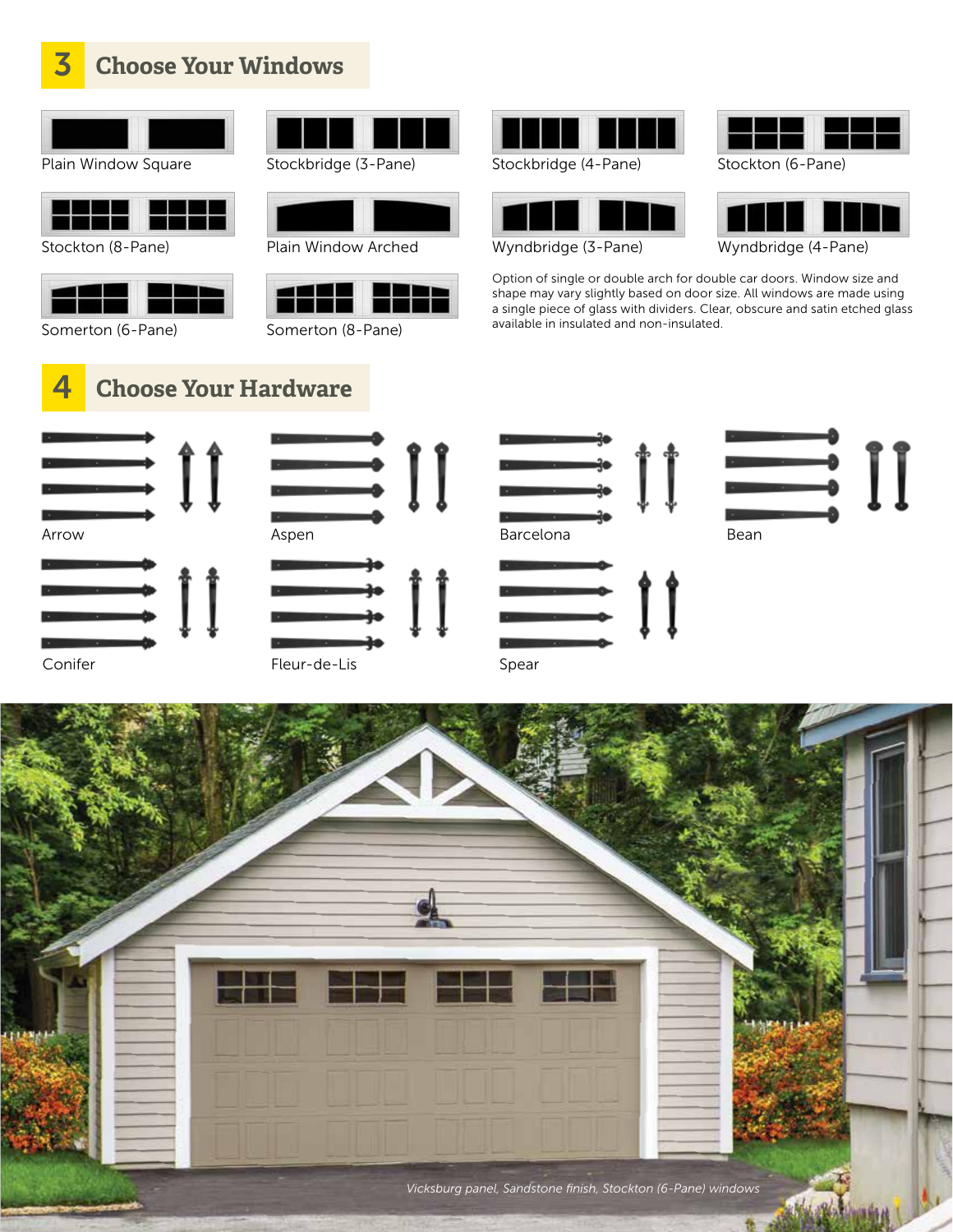## 3 Choose Your Windows

Plain Window Square

Stockbridge (3-Pane)

Stockbridge (4-Pane)

Stockton (6-Pane)

Stockton (8-Pane)

Plain Window Arched

Wyndbridge (3-Pane)

Wyndbridge (4-Pane)

Somerton (6-Pane)

Somerton (8-Pane)

Option of single or double arch for double car doors. Window size and shape may vary slightly based on door size. All windows are made using a single piece of glass with dividers. Clear, obscure and satin etched glass available in insulated and non-insulated.

## 4 Choose Your Hardware

Arrow

Aspen

Barcelona

Bean

Conifer

Fleur-de-Lis

Spear

*Vicksburg panel, Sandstone finish, Stockton (6-Pane) windows*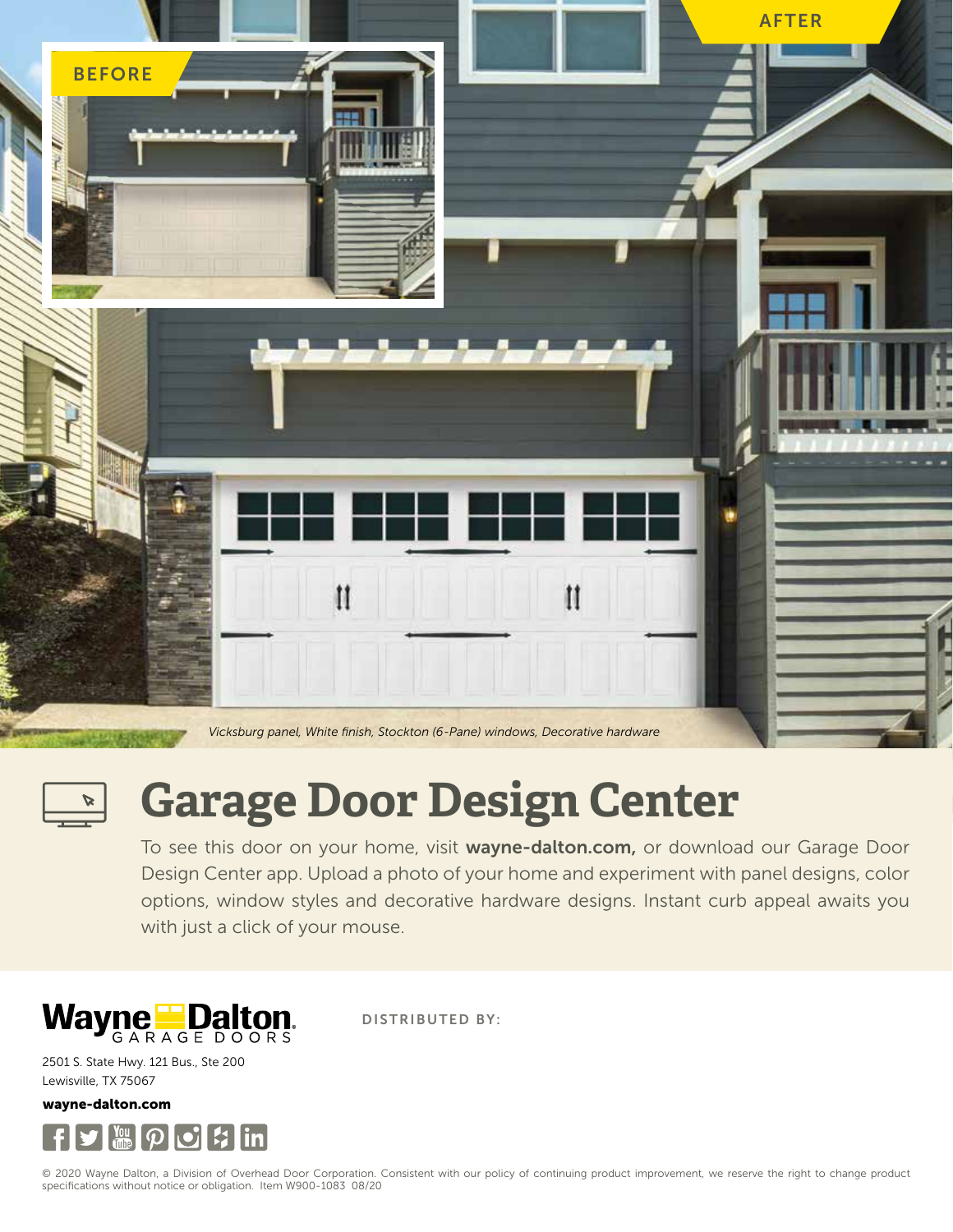BEFORE

AFTER

*Vicksburg panel, White finish, Stockton (6-Pane) windows, Decorative hardware*

# Garage Door Design Center

To see this door on your home, visit **wayne-dalton.com,** or download our Garage Door Design Center app. Upload a photo of your home and experiment with panel designs, color options, window styles and decorative hardware designs. Instant curb appeal awaits you with just a click of your mouse.

Wayne Dalton GARAGE DOORS

2501 S. State Hwy. 121 Bus., Ste 200
Lewisville, TX 75067

**wayne-dalton.com**

DISTRIBUTED BY:

© 2020 Wayne Dalton, a Division of Overhead Door Corporation. Consistent with our policy of continuing product improvement, we reserve the right to change product specifications without notice or obligation. Item W900-1083 08/20